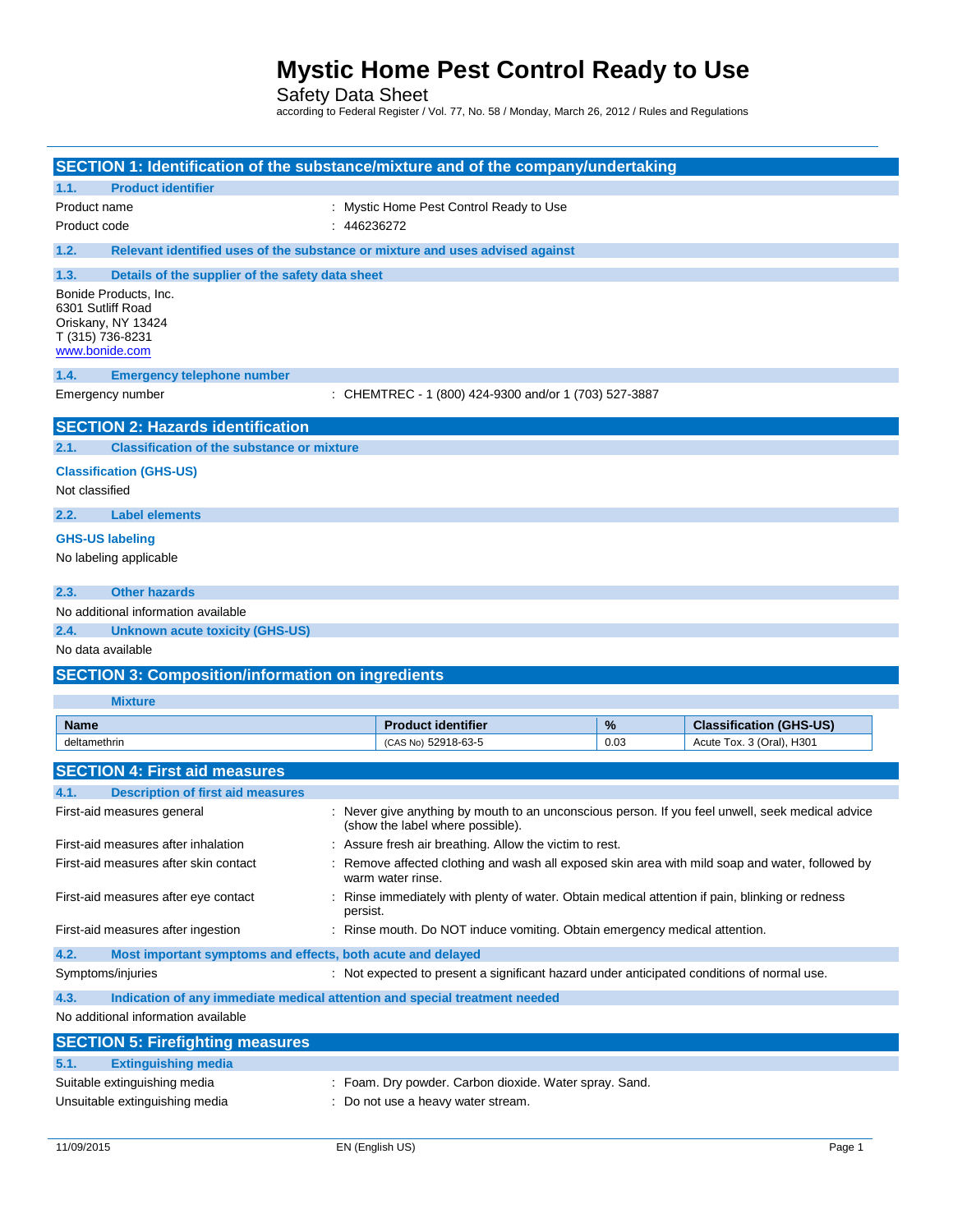# Mystic Home Pest Control Ready to Use

Safety Data Sheet

according to Federal Register / Vol. 77, No. 58 / Monday, March 26, 2012 / Rules and Regulations

## SECTION 1: Identification of the substance/mixture and of the company/undertaking

### 1.1. Product identifier

Product name : Mystic Home Pest Control Ready to Use

Product code : 446236272

### 1.2. Relevant identified uses of the substance or mixture and uses advised against

### 1.3. Details of the supplier of the safety data sheet

Bonide Products, Inc.
6301 Sutliff Road
Oriskany, NY 13424
T (315) 736-8231
www.bonide.com

### 1.4. Emergency telephone number

Emergency number : CHEMTREC - 1 (800) 424-9300 and/or 1 (703) 527-3887

## SECTION 2: Hazards identification

### 2.1. Classification of the substance or mixture

**Classification (GHS-US)**

Not classified

### 2.2. Label elements

**GHS-US labeling**

No labeling applicable

### 2.3. Other hazards

No additional information available

### 2.4. Unknown acute toxicity (GHS-US)

No data available

## SECTION 3: Composition/information on ingredients

**Mixture**

| Name | Product identifier | % | Classification (GHS-US) |
|---|---|---|---|
| deltamethrin | (CAS No) 52918-63-5 | 0.03 | Acute Tox. 3 (Oral), H301 |

## SECTION 4: First aid measures

### 4.1. Description of first aid measures

First-aid measures general : Never give anything by mouth to an unconscious person. If you feel unwell, seek medical advice (show the label where possible).

First-aid measures after inhalation : Assure fresh air breathing. Allow the victim to rest.

First-aid measures after skin contact : Remove affected clothing and wash all exposed skin area with mild soap and water, followed by warm water rinse.

First-aid measures after eye contact : Rinse immediately with plenty of water. Obtain medical attention if pain, blinking or redness persist.

First-aid measures after ingestion : Rinse mouth. Do NOT induce vomiting. Obtain emergency medical attention.

### 4.2. Most important symptoms and effects, both acute and delayed

Symptoms/injuries : Not expected to present a significant hazard under anticipated conditions of normal use.

### 4.3. Indication of any immediate medical attention and special treatment needed

No additional information available

## SECTION 5: Firefighting measures

### 5.1. Extinguishing media

Suitable extinguishing media : Foam. Dry powder. Carbon dioxide. Water spray. Sand.

Unsuitable extinguishing media : Do not use a heavy water stream.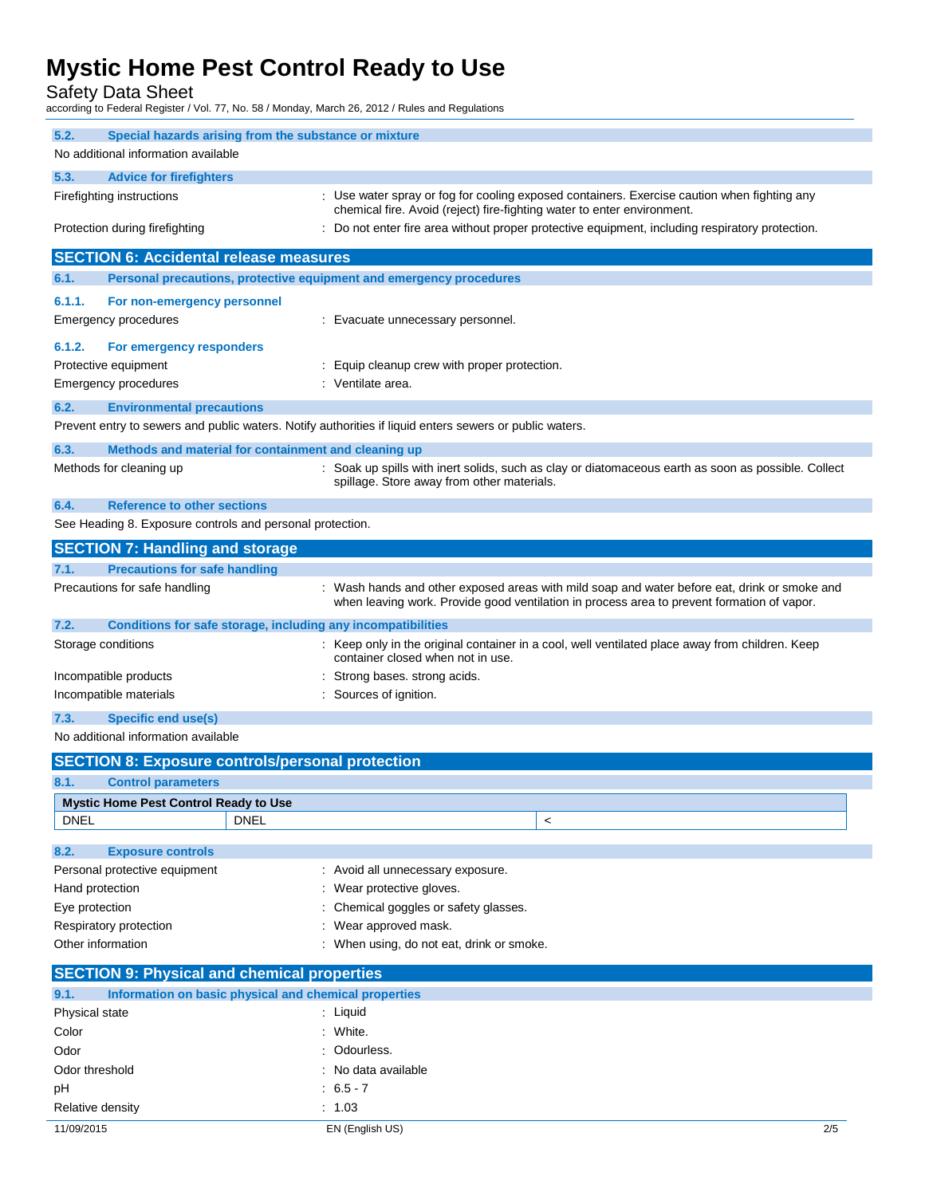### 5.2. Special hazards arising from the substance or mixture

No additional information available

### 5.3. Advice for firefighters

| | |
|---|---|
| Firefighting instructions | : Use water spray or fog for cooling exposed containers. Exercise caution when fighting any chemical fire. Avoid (reject) fire-fighting water to enter environment. |
| Protection during firefighting | : Do not enter fire area without proper protective equipment, including respiratory protection. |

## SECTION 6: Accidental release measures

### 6.1. Personal precautions, protective equipment and emergency procedures

#### 6.1.1. For non-emergency personnel

| | |
|---|---|
| Emergency procedures | : Evacuate unnecessary personnel. |

#### 6.1.2. For emergency responders

| | |
|---|---|
| Protective equipment | : Equip cleanup crew with proper protection. |
| Emergency procedures | : Ventilate area. |

### 6.2. Environmental precautions

Prevent entry to sewers and public waters. Notify authorities if liquid enters sewers or public waters.

### 6.3. Methods and material for containment and cleaning up

| | |
|---|---|
| Methods for cleaning up | : Soak up spills with inert solids, such as clay or diatomaceous earth as soon as possible. Collect spillage. Store away from other materials. |

### 6.4. Reference to other sections

See Heading 8. Exposure controls and personal protection.

## SECTION 7: Handling and storage

### 7.1. Precautions for safe handling

| | |
|---|---|
| Precautions for safe handling | : Wash hands and other exposed areas with mild soap and water before eat, drink or smoke and when leaving work. Provide good ventilation in process area to prevent formation of vapor. |

### 7.2. Conditions for safe storage, including any incompatibilities

| | |
|---|---|
| Storage conditions | : Keep only in the original container in a cool, well ventilated place away from children. Keep container closed when not in use. |
| Incompatible products | : Strong bases. strong acids. |
| Incompatible materials | : Sources of ignition. |

### 7.3. Specific end use(s)

No additional information available

## SECTION 8: Exposure controls/personal protection

### 8.1. Control parameters

| Mystic Home Pest Control Ready to Use | | |
|---|---|---|
| DNEL | DNEL | < |

### 8.2. Exposure controls

| | |
|---|---|
| Personal protective equipment | : Avoid all unnecessary exposure. |
| Hand protection | : Wear protective gloves. |
| Eye protection | : Chemical goggles or safety glasses. |
| Respiratory protection | : Wear approved mask. |
| Other information | : When using, do not eat, drink or smoke. |

## SECTION 9: Physical and chemical properties

### 9.1. Information on basic physical and chemical properties

| | |
|---|---|
| Physical state | : Liquid |
| Color | : White. |
| Odor | : Odourless. |
| Odor threshold | : No data available |
| pH | : 6.5 - 7 |
| Relative density | : 1.03 |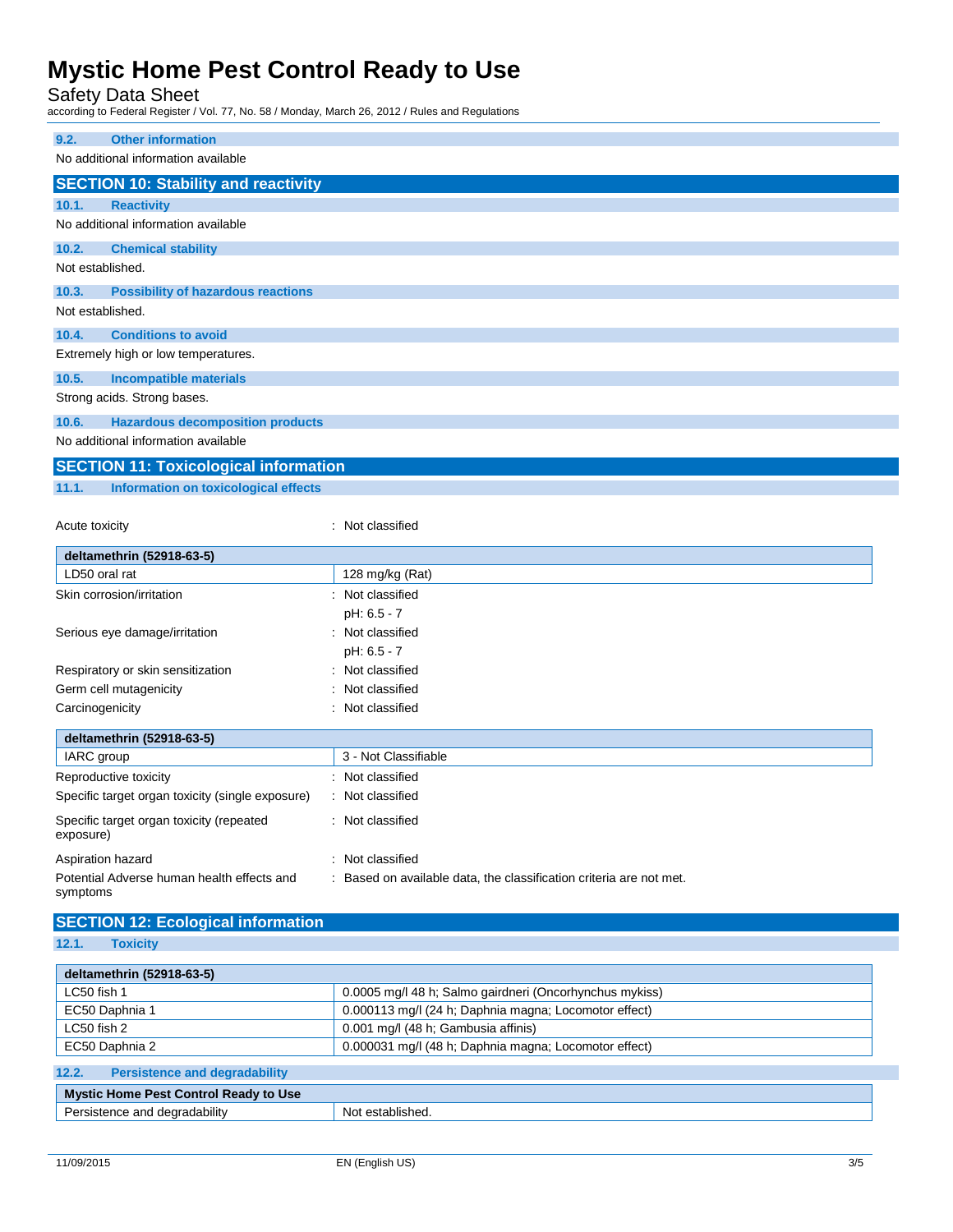### 9.2. Other information

No additional information available

## SECTION 10: Stability and reactivity

### 10.1. Reactivity

No additional information available

### 10.2. Chemical stability

Not established.

### 10.3. Possibility of hazardous reactions

Not established.

### 10.4. Conditions to avoid

Extremely high or low temperatures.

### 10.5. Incompatible materials

Strong acids. Strong bases.

### 10.6. Hazardous decomposition products

No additional information available

## SECTION 11: Toxicological information

### 11.1. Information on toxicological effects

Acute toxicity : Not classified

| deltamethrin (52918-63-5) | |
|---|---|
| LD50 oral rat | 128 mg/kg (Rat) |

Skin corrosion/irritation : Not classified
pH: 6.5 - 7

Serious eye damage/irritation : Not classified
pH: 6.5 - 7

Respiratory or skin sensitization : Not classified

Germ cell mutagenicity : Not classified

Carcinogenicity : Not classified

| deltamethrin (52918-63-5) | |
|---|---|
| IARC group | 3 - Not Classifiable |

Reproductive toxicity : Not classified

Specific target organ toxicity (single exposure) : Not classified

Specific target organ toxicity (repeated exposure) : Not classified

Aspiration hazard : Not classified

Potential Adverse human health effects and symptoms : Based on available data, the classification criteria are not met.

## SECTION 12: Ecological information

### 12.1. Toxicity

| deltamethrin (52918-63-5) | |
|---|---|
| LC50 fish 1 | 0.0005 mg/l 48 h; Salmo gairdneri (Oncorhynchus mykiss) |
| EC50 Daphnia 1 | 0.000113 mg/l (24 h; Daphnia magna; Locomotor effect) |
| LC50 fish 2 | 0.001 mg/l (48 h; Gambusia affinis) |
| EC50 Daphnia 2 | 0.000031 mg/l (48 h; Daphnia magna; Locomotor effect) |

### 12.2. Persistence and degradability

| Mystic Home Pest Control Ready to Use | |
|---|---|
| Persistence and degradability | Not established. |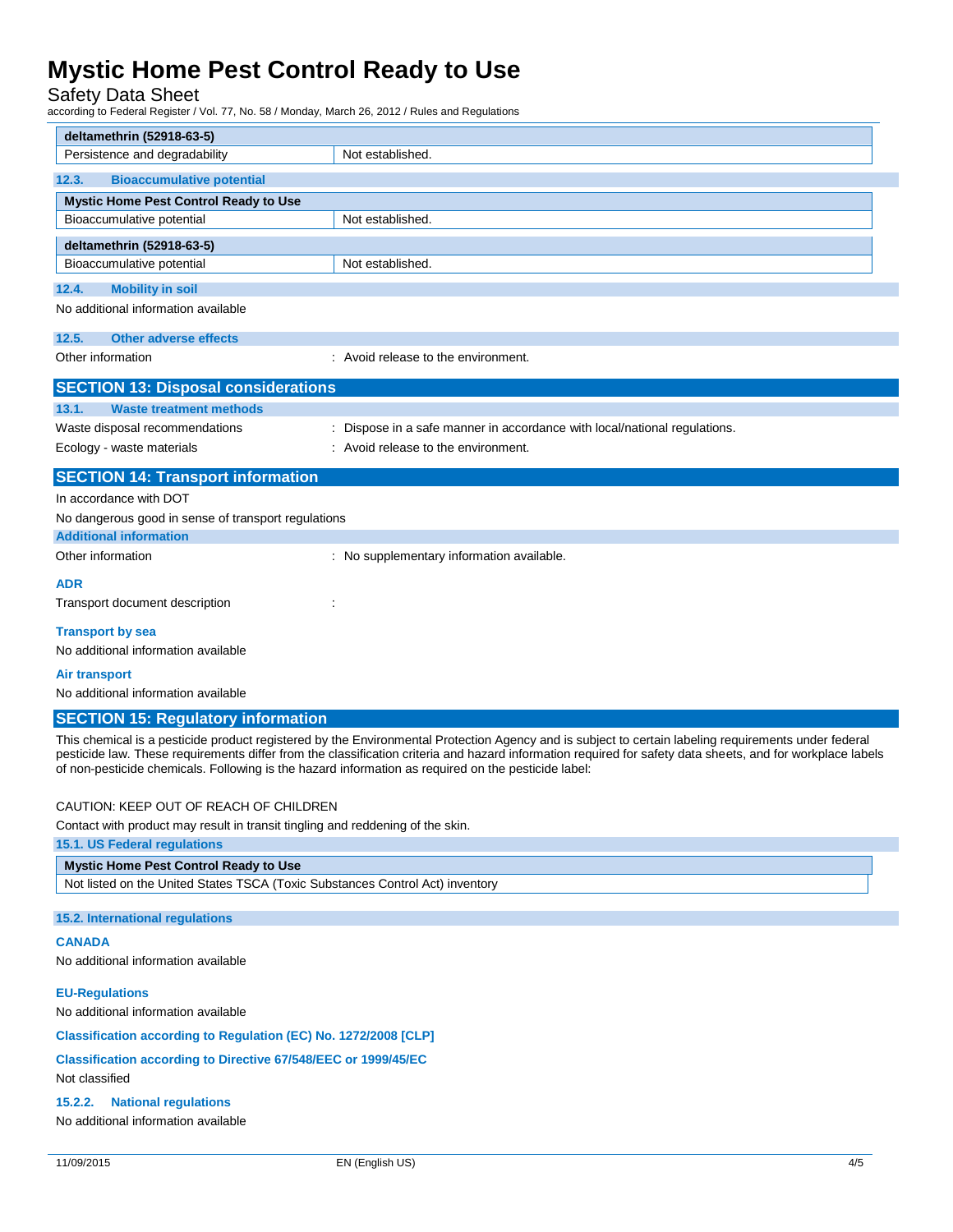| deltamethrin (52918-63-5) | |
| --- | --- |
| Persistence and degradability | Not established. |

### 12.3. Bioaccumulative potential

| Mystic Home Pest Control Ready to Use | |
| --- | --- |
| Bioaccumulative potential | Not established. |

| deltamethrin (52918-63-5) | |
| --- | --- |
| Bioaccumulative potential | Not established. |

### 12.4. Mobility in soil

No additional information available

### 12.5. Other adverse effects

Other information : Avoid release to the environment.

## SECTION 13: Disposal considerations

### 13.1. Waste treatment methods

Waste disposal recommendations : Dispose in a safe manner in accordance with local/national regulations.

Ecology - waste materials : Avoid release to the environment.

## SECTION 14: Transport information

In accordance with DOT

No dangerous good in sense of transport regulations

### Additional information

Other information : No supplementary information available.

**ADR**

Transport document description :

**Transport by sea**

No additional information available

**Air transport**

No additional information available

## SECTION 15: Regulatory information

This chemical is a pesticide product registered by the Environmental Protection Agency and is subject to certain labeling requirements under federal pesticide law. These requirements differ from the classification criteria and hazard information required for safety data sheets, and for workplace labels of non-pesticide chemicals. Following is the hazard information as required on the pesticide label:

CAUTION: KEEP OUT OF REACH OF CHILDREN

Contact with product may result in transit tingling and reddening of the skin.

### 15.1. US Federal regulations

| Mystic Home Pest Control Ready to Use |
| --- |
| Not listed on the United States TSCA (Toxic Substances Control Act) inventory |

### 15.2. International regulations

**CANADA**

No additional information available

**EU-Regulations**

No additional information available

**Classification according to Regulation (EC) No. 1272/2008 [CLP]**

**Classification according to Directive 67/548/EEC or 1999/45/EC**

Not classified

### 15.2.2. National regulations

No additional information available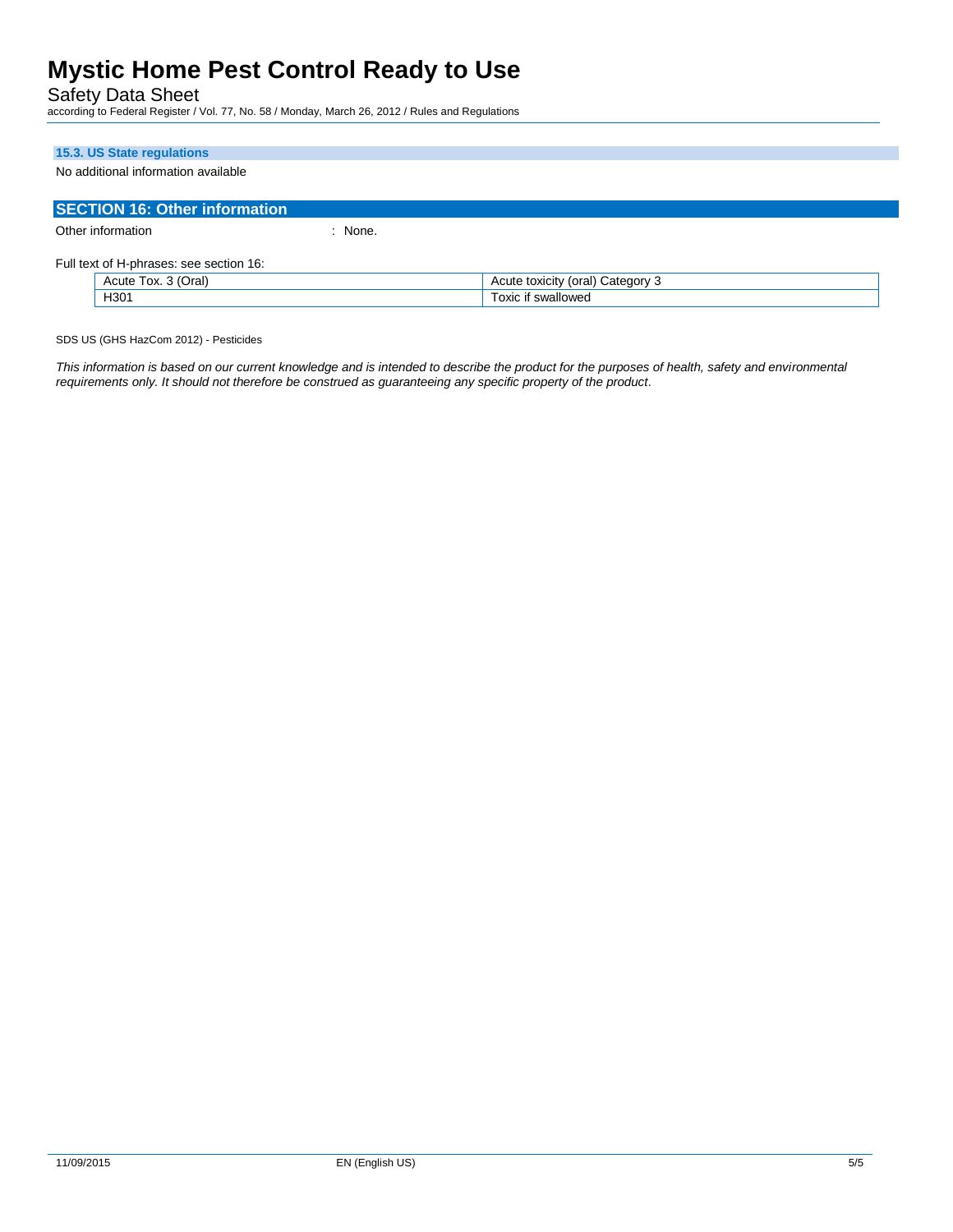### 15.3. US State regulations

No additional information available

## SECTION 16: Other information

Other information : None.

Full text of H-phrases: see section 16:

| | |
|---|---|
| Acute Tox. 3 (Oral) | Acute toxicity (oral) Category 3 |
| H301 | Toxic if swallowed |

SDS US (GHS HazCom 2012) - Pesticides

*This information is based on our current knowledge and is intended to describe the product for the purposes of health, safety and environmental requirements only. It should not therefore be construed as guaranteeing any specific property of the product.*